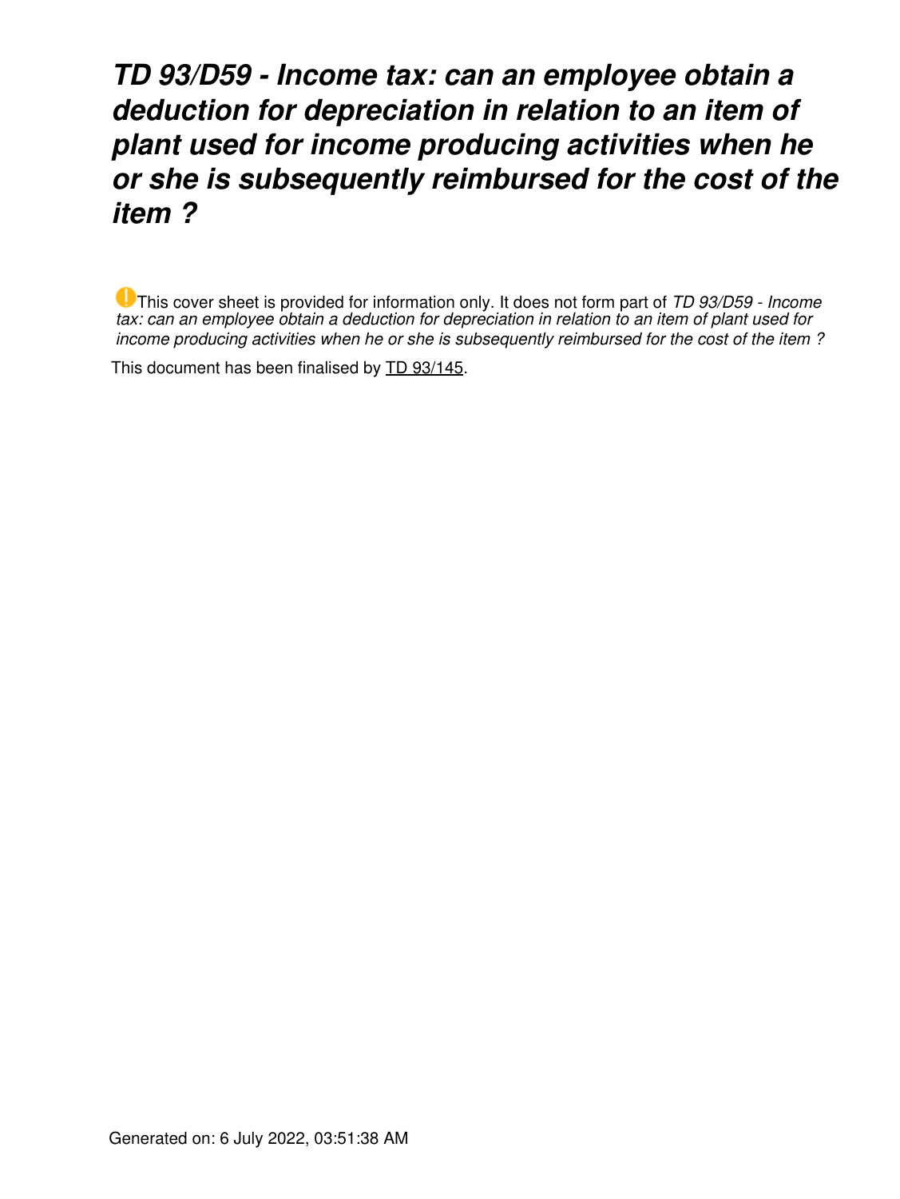# *TD 93/D59 - Income tax: can an employee obtain a deduction for depreciation in relation to an item of plant used for income producing activities when he or she is subsequently reimbursed for the cost of the item ?*

This cover sheet is provided for information only. It does not form part of *TD 93/D59 - Income tax: can an employee obtain a deduction for depreciation in relation to an item of plant used for income producing activities when he or she is subsequently reimbursed for the cost of the item ?*

This document has been finalised by TD 93/145.

Generated on: 6 July 2022, 03:51:38 AM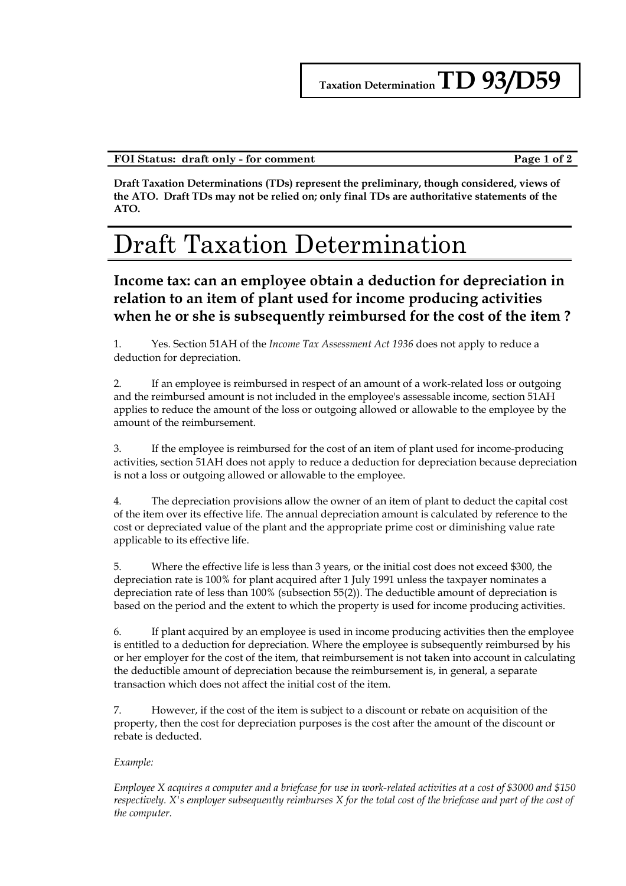# Taxation Determination TD 93/D59

**FOI Status: draft only - for comment**

**Draft Taxation Determinations (TDs) represent the preliminary, though considered, views of the ATO. Draft TDs may not be relied on; only final TDs are authoritative statements of the ATO.**

# Draft Taxation Determination

## Income tax: can an employee obtain a deduction for depreciation in relation to an item of plant used for income producing activities when he or she is subsequently reimbursed for the cost of the item ?

1. Yes. Section 51AH of the *Income Tax Assessment Act 1936* does not apply to reduce a deduction for depreciation.

2. If an employee is reimbursed in respect of an amount of a work-related loss or outgoing and the reimbursed amount is not included in the employee's assessable income, section 51AH applies to reduce the amount of the loss or outgoing allowed or allowable to the employee by the amount of the reimbursement.

3. If the employee is reimbursed for the cost of an item of plant used for income-producing activities, section 51AH does not apply to reduce a deduction for depreciation because depreciation is not a loss or outgoing allowed or allowable to the employee.

4. The depreciation provisions allow the owner of an item of plant to deduct the capital cost of the item over its effective life. The annual depreciation amount is calculated by reference to the cost or depreciated value of the plant and the appropriate prime cost or diminishing value rate applicable to its effective life.

5. Where the effective life is less than 3 years, or the initial cost does not exceed $300, the depreciation rate is 100% for plant acquired after 1 July 1991 unless the taxpayer nominates a depreciation rate of less than 100% (subsection 55(2)). The deductible amount of depreciation is based on the period and the extent to which the property is used for income producing activities.

6. If plant acquired by an employee is used in income producing activities then the employee is entitled to a deduction for depreciation. Where the employee is subsequently reimbursed by his or her employer for the cost of the item, that reimbursement is not taken into account in calculating the deductible amount of depreciation because the reimbursement is, in general, a separate transaction which does not affect the initial cost of the item.

7. However, if the cost of the item is subject to a discount or rebate on acquisition of the property, then the cost for depreciation purposes is the cost after the amount of the discount or rebate is deducted.

*Example:*

*Employee X acquires a computer and a briefcase for use in work-related activities at a cost of $3000 and $150 respectively. X's employer subsequently reimburses X for the total cost of the briefcase and part of the cost of the computer.*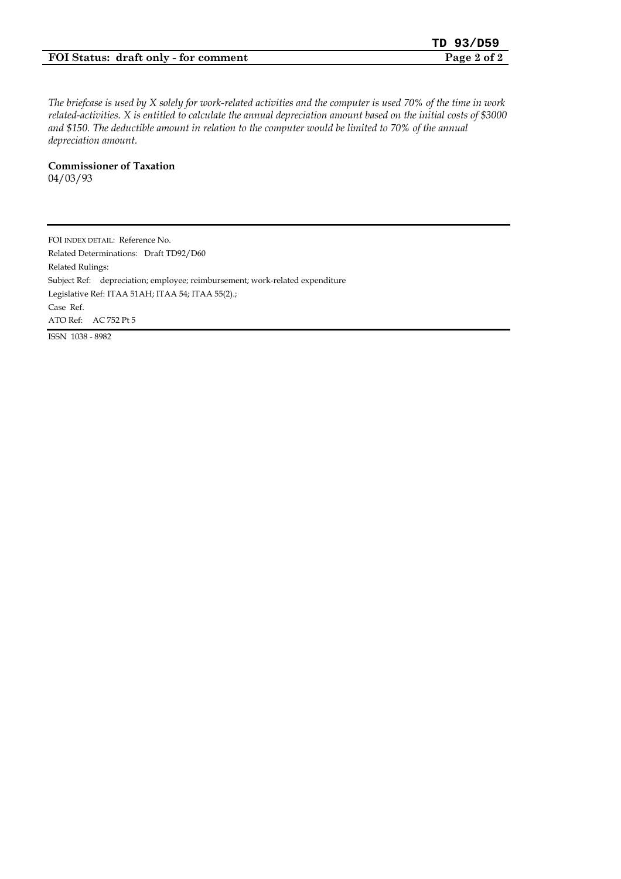*The briefcase is used by X solely for work-related activities and the computer is used 70% of the time in work related-activities. X is entitled to calculate the annual depreciation amount based on the initial costs of $3000 and $150. The deductible amount in relation to the computer would be limited to 70% of the annual depreciation amount.*

**Commissioner of Taxation**
04/03/93

---

FOI INDEX DETAIL: Reference No.
Related Determinations: Draft TD92/D60
Related Rulings:
Subject Ref: depreciation; employee; reimbursement; work-related expenditure
Legislative Ref: ITAA 51AH; ITAA 54; ITAA 55(2).;
Case Ref.
ATO Ref: AC 752 Pt 5

---

ISSN 1038 - 8982